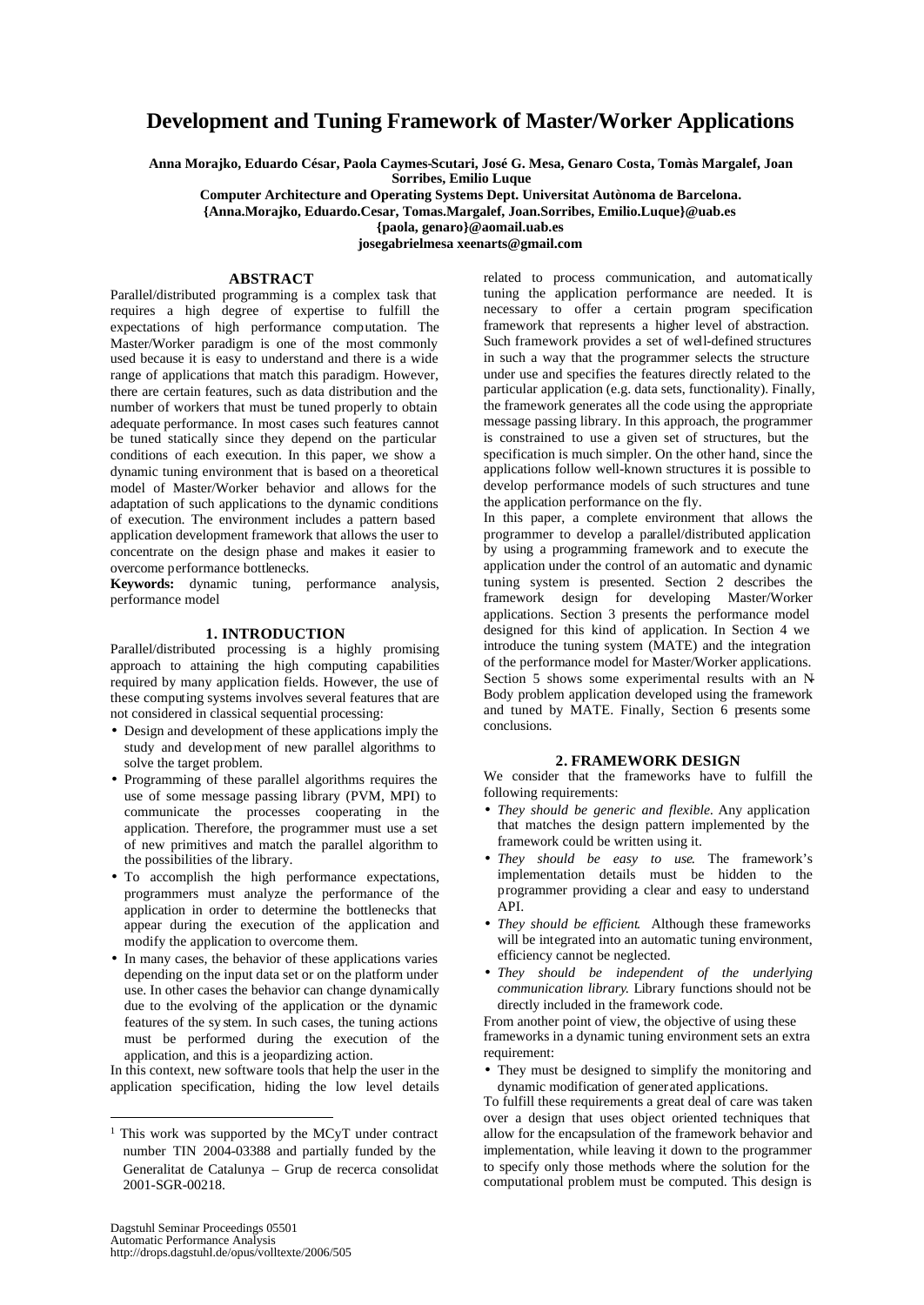# Development and Tuning Framework of Master/Worker Applications

**Anna Morajko, Eduardo César, Paola Caymes-Scutari, José G. Mesa, Genaro Costa, Tomàs Margalef, Joan Sorribes, Emilio Luque**

**Computer Architecture and Operating Systems Dept. Universitat Autònoma de Barcelona.**
**{Anna.Morajko, Eduardo.Cesar, Tomas.Margalef, Joan.Sorribes, Emilio.Luque}@uab.es**
**{paola, genaro}@aomail.uab.es**
**josegabrielmesa xeenarts@gmail.com**

## ABSTRACT

Parallel/distributed programming is a complex task that requires a high degree of expertise to fulfill the expectations of high performance computation. The Master/Worker paradigm is one of the most commonly used because it is easy to understand and there is a wide range of applications that match this paradigm. However, there are certain features, such as data distribution and the number of workers that must be tuned properly to obtain adequate performance. In most cases such features cannot be tuned statically since they depend on the particular conditions of each execution. In this paper, we show a dynamic tuning environment that is based on a theoretical model of Master/Worker behavior and allows for the adaptation of such applications to the dynamic conditions of execution. The environment includes a pattern based application development framework that allows the user to concentrate on the design phase and makes it easier to overcome performance bottlenecks.

**Keywords:** dynamic tuning, performance analysis, performance model

## 1. INTRODUCTION

Parallel/distributed processing is a highly promising approach to attaining the high computing capabilities required by many application fields. However, the use of these computing systems involves several features that are not considered in classical sequential processing:

- Design and development of these applications imply the study and development of new parallel algorithms to solve the target problem.
- Programming of these parallel algorithms requires the use of some message passing library (PVM, MPI) to communicate the processes cooperating in the application. Therefore, the programmer must use a set of new primitives and match the parallel algorithm to the possibilities of the library.
- To accomplish the high performance expectations, programmers must analyze the performance of the application in order to determine the bottlenecks that appear during the execution of the application and modify the application to overcome them.
- In many cases, the behavior of these applications varies depending on the input data set or on the platform under use. In other cases the behavior can change dynamically due to the evolving of the application or the dynamic features of the system. In such cases, the tuning actions must be performed during the execution of the application, and this is a jeopardizing action.

In this context, new software tools that help the user in the application specification, hiding the low level details related to process communication, and automatically tuning the application performance are needed. It is necessary to offer a certain program specification framework that represents a higher level of abstraction. Such framework provides a set of well-defined structures in such a way that the programmer selects the structure under use and specifies the features directly related to the particular application (e.g. data sets, functionality). Finally, the framework generates all the code using the appropriate message passing library. In this approach, the programmer is constrained to use a given set of structures, but the specification is much simpler. On the other hand, since the applications follow well-known structures it is possible to develop performance models of such structures and tune the application performance on the fly.

In this paper, a complete environment that allows the programmer to develop a parallel/distributed application by using a programming framework and to execute the application under the control of an automatic and dynamic tuning system is presented. Section 2 describes the framework design for developing Master/Worker applications. Section 3 presents the performance model designed for this kind of application. In Section 4 we introduce the tuning system (MATE) and the integration of the performance model for Master/Worker applications. Section 5 shows some experimental results with an N-Body problem application developed using the framework and tuned by MATE. Finally, Section 6 presents some conclusions.

## 2. FRAMEWORK DESIGN

We consider that the frameworks have to fulfill the following requirements:

- *They should be generic and flexible.* Any application that matches the design pattern implemented by the framework could be written using it.
- *They should be easy to use.* The framework's implementation details must be hidden to the programmer providing a clear and easy to understand API.
- *They should be efficient.* Although these frameworks will be integrated into an automatic tuning environment, efficiency cannot be neglected.
- *They should be independent of the underlying communication library.* Library functions should not be directly included in the framework code.

From another point of view, the objective of using these frameworks in a dynamic tuning environment sets an extra requirement:

- They must be designed to simplify the monitoring and dynamic modification of generated applications.

To fulfill these requirements a great deal of care was taken over a design that uses object oriented techniques that allow for the encapsulation of the framework behavior and implementation, while leaving it down to the programmer to specify only those methods where the solution for the computational problem must be computed. This design is

[1] This work was supported by the MCyT under contract number TIN 2004-03388 and partially funded by the Generalitat de Catalunya – Grup de recerca consolidat 2001-SGR-00218.

Dagstuhl Seminar Proceedings 05501
Automatic Performance Analysis
http://drops.dagstuhl.de/opus/volltexte/2006/505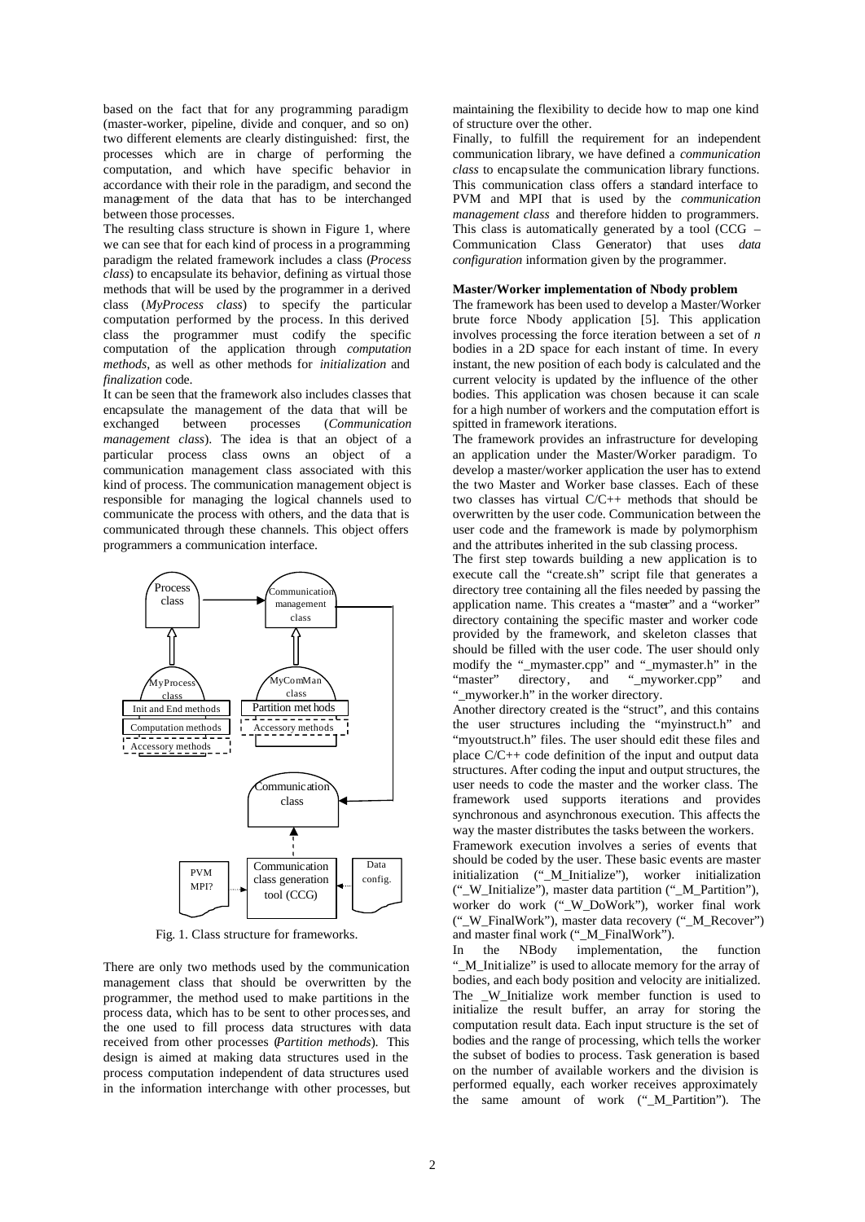based on the fact that for any programming paradigm (master-worker, pipeline, divide and conquer, and so on) two different elements are clearly distinguished: first, the processes which are in charge of performing the computation, and which have specific behavior in accordance with their role in the paradigm, and second the management of the data that has to be interchanged between those processes.

The resulting class structure is shown in Figure 1, where we can see that for each kind of process in a programming paradigm the related framework includes a class (*Process class*) to encapsulate its behavior, defining as virtual those methods that will be used by the programmer in a derived class (*MyProcess class*) to specify the particular computation performed by the process. In this derived class the programmer must codify the specific computation of the application through *computation methods*, as well as other methods for *initialization* and *finalization* code.

It can be seen that the framework also includes classes that encapsulate the management of the data that will be exchanged between processes (*Communication management class*). The idea is that an object of a particular process class owns an object of a communication management class associated with this kind of process. The communication management object is responsible for managing the logical channels used to communicate the process with others, and the data that is communicated through these channels. This object offers programmers a communication interface.

Fig. 1. Class structure for frameworks.

There are only two methods used by the communication management class that should be overwritten by the programmer, the method used to make partitions in the process data, which has to be sent to other processes, and the one used to fill process data structures with data received from other processes (*Partition methods*). This design is aimed at making data structures used in the process computation independent of data structures used in the information interchange with other processes, but maintaining the flexibility to decide how to map one kind of structure over the other.

Finally, to fulfill the requirement for an independent communication library, we have defined a *communication class* to encapsulate the communication library functions. This communication class offers a standard interface to PVM and MPI that is used by the *communication management class* and therefore hidden to programmers. This class is automatically generated by a tool (CCG – Communication Class Generator) that uses *data configuration* information given by the programmer.

**Master/Worker implementation of Nbody problem**

The framework has been used to develop a Master/Worker brute force Nbody application [5]. This application involves processing the force iteration between a set of $n$ bodies in a 2D space for each instant of time. In every instant, the new position of each body is calculated and the current velocity is updated by the influence of the other bodies. This application was chosen because it can scale for a high number of workers and the computation effort is spitted in framework iterations.

The framework provides an infrastructure for developing an application under the Master/Worker paradigm. To develop a master/worker application the user has to extend the two Master and Worker base classes. Each of these two classes has virtual C/C++ methods that should be overwritten by the user code. Communication between the user code and the framework is made by polymorphism and the attributes inherited in the sub classing process.

The first step towards building a new application is to execute call the "create.sh" script file that generates a directory tree containing all the files needed by passing the application name. This creates a "master" and a "worker" directory containing the specific master and worker code provided by the framework, and skeleton classes that should be filled with the user code. The user should only modify the "_mymaster.cpp" and "_mymaster.h" in the "master" directory, and "_myworker.cpp" and "_myworker.h" in the worker directory.

Another directory created is the "struct", and this contains the user structures including the "myinstruct.h" and "myoutstruct.h" files. The user should edit these files and place C/C++ code definition of the input and output data structures. After coding the input and output structures, the user needs to code the master and the worker class. The framework used supports iterations and provides synchronous and asynchronous execution. This affects the way the master distributes the tasks between the workers.

Framework execution involves a series of events that should be coded by the user. These basic events are master initialization ("_M_Initialize"), worker initialization ("_W_Initialize"), master data partition ("_M_Partition"), worker do work ("_W_DoWork"), worker final work ("_W_FinalWork"), master data recovery ("_M_Recover") and master final work ("_M_FinalWork").

In the NBody implementation, the function "_M_Initialize" is used to allocate memory for the array of bodies, and each body position and velocity are initialized. The _W_Initialize work member function is used to initialize the result buffer, an array for storing the computation result data. Each input structure is the set of bodies and the range of processing, which tells the worker the subset of bodies to process. Task generation is based on the number of available workers and the division is performed equally, each worker receives approximately the same amount of work ("_M_Partition"). The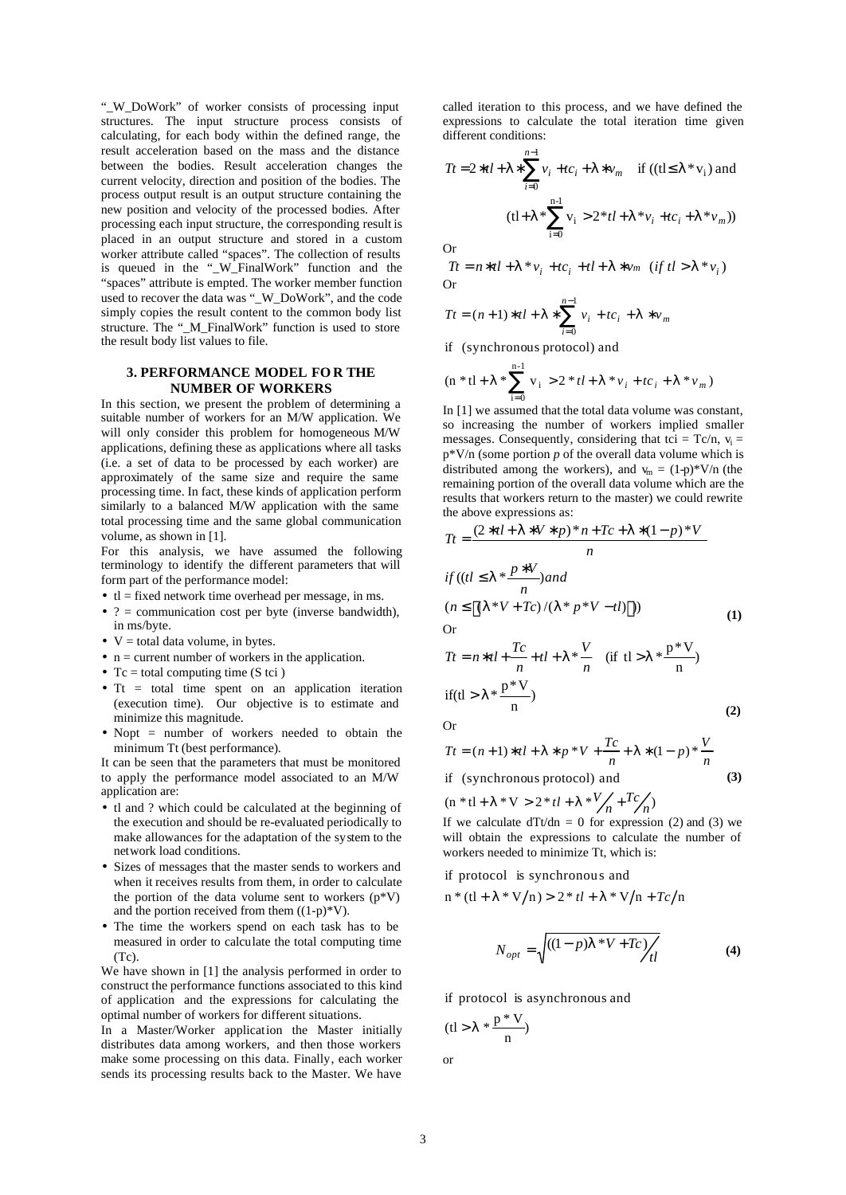"_W_DoWork" of worker consists of processing input structures. The input structure process consists of calculating, for each body within the defined range, the result acceleration based on the mass and the distance between the bodies. Result acceleration changes the current velocity, direction and position of the bodies. The process output result is an output structure containing the new position and velocity of the processed bodies. After processing each input structure, the corresponding result is placed in an output structure and stored in a custom worker attribute called "spaces". The collection of results is queued in the "_W_FinalWork" function and the "spaces" attribute is empted. The worker member function used to recover the data was "_W_DoWork", and the code simply copies the result content to the common body list structure. The "_M_FinalWork" function is used to store the result body list values to file.

### 3. PERFORMANCE MODEL FOR THE NUMBER OF WORKERS

In this section, we present the problem of determining a suitable number of workers for an M/W application. We will only consider this problem for homogeneous M/W applications, defining these as applications where all tasks (i.e. a set of data to be processed by each worker) are approximately of the same size and require the same processing time. In fact, these kinds of application perform similarly to a balanced M/W application with the same total processing time and the same global communication volume, as shown in [1].

For this analysis, we have assumed the following terminology to identify the different parameters that will form part of the performance model:

- tl = fixed network time overhead per message, in ms.
- ? = communication cost per byte (inverse bandwidth), in ms/byte.
- V = total data volume, in bytes.
- n = current number of workers in the application.
- Tc = total computing time (S tci )
- Tt = total time spent on an application iteration (execution time). Our objective is to estimate and minimize this magnitude.
- Nopt = number of workers needed to obtain the minimum Tt (best performance).

It can be seen that the parameters that must be monitored to apply the performance model associated to an M/W application are:

- tl and ? which could be calculated at the beginning of the execution and should be re-evaluated periodically to make allowances for the adaptation of the system to the network load conditions.
- Sizes of messages that the master sends to workers and when it receives results from them, in order to calculate the portion of the data volume sent to workers (p*V) and the portion received from them ((1-p)*V).
- The time the workers spend on each task has to be measured in order to calculate the total computing time (Tc).

We have shown in [1] the analysis performed in order to construct the performance functions associated to this kind of application and the expressions for calculating the optimal number of workers for different situations.

In a Master/Worker application the Master initially distributes data among workers, and then those workers make some processing on this data. Finally, each worker sends its processing results back to the Master. We have called iteration to this process, and we have defined the expressions to calculate the total iteration time given different conditions:

$$Tt = 2*tl + \lambda*\sum_{i=0}^{n-1} v_i + tc_i + \lambda*v_m \quad \text{if } ((tl \leq \lambda * v_i) \text{ and } (tl + \lambda*\sum_{i=0}^{n-1} v_i > 2*tl + \lambda*v_i + tc_i + \lambda*v_m))$$

Or

$$Tt = n*tl + \lambda*v_i + tc_i + tl + \lambda*v_m \quad (if\ tl > \lambda*v_i)$$

Or

$$Tt = (n+1)*tl + \lambda*\sum_{i=0}^{n-1} v_i + tc_i + \lambda*v_m$$

$$\text{if (synchronous protocol) and } (n*tl + \lambda*\sum_{i=0}^{n-1} v_i > 2*tl + \lambda*v_i + tc_i + \lambda*v_m)$$

In [1] we assumed that the total data volume was constant, so increasing the number of workers implied smaller messages. Consequently, considering that tci = Tc/n, $v_i$ = p*V/n (some portion *p* of the overall data volume which is distributed among the workers), and $v_m$ = (1-p)*V/n (the remaining portion of the overall data volume which are the results that workers return to the master) we could rewrite the above expressions as:

$$Tt = \frac{(2*tl + \lambda*V*p)*n + Tc + \lambda*(1-p)*V}{n}$$

$$if\ ((tl \leq \lambda*\frac{p*V}{n})and$$

$$(n \leq \lceil(\lambda*V + Tc)/(\lambda*p*V - tl)\rceil)) \qquad \textbf{(1)}$$

Or

$$Tt = n*tl + \frac{Tc}{n} + tl + \lambda*\frac{V}{n} \quad (\text{if } tl > \lambda*\frac{p*V}{n})$$

$$\text{if}(tl > \lambda*\frac{p*V}{n}) \qquad \textbf{(2)}$$

Or

$$Tt = (n+1)*tl + \lambda*p*V + \frac{Tc}{n} + \lambda*(1-p)*\frac{V}{n}$$

$$\text{if (synchronous protocol) and} \qquad \textbf{(3)}$$

$$(n*tl + \lambda*V > 2*tl + \lambda*V/n + Tc/n)$$

If we calculate dTt/dn = 0 for expression (2) and (3) we will obtain the expressions to calculate the number of workers needed to minimize Tt, which is:

$$\text{if protocol is synchronous and}$$

$$n*(tl + \lambda*V/n) > 2*tl + \lambda*V/n + Tc/n$$

$$N_{opt} = \sqrt{((1-p)\lambda*V + Tc)/tl} \qquad \textbf{(4)}$$

$$\text{if protocol is asynchronous and}$$

$$(tl > \lambda*\frac{p*V}{n})$$

or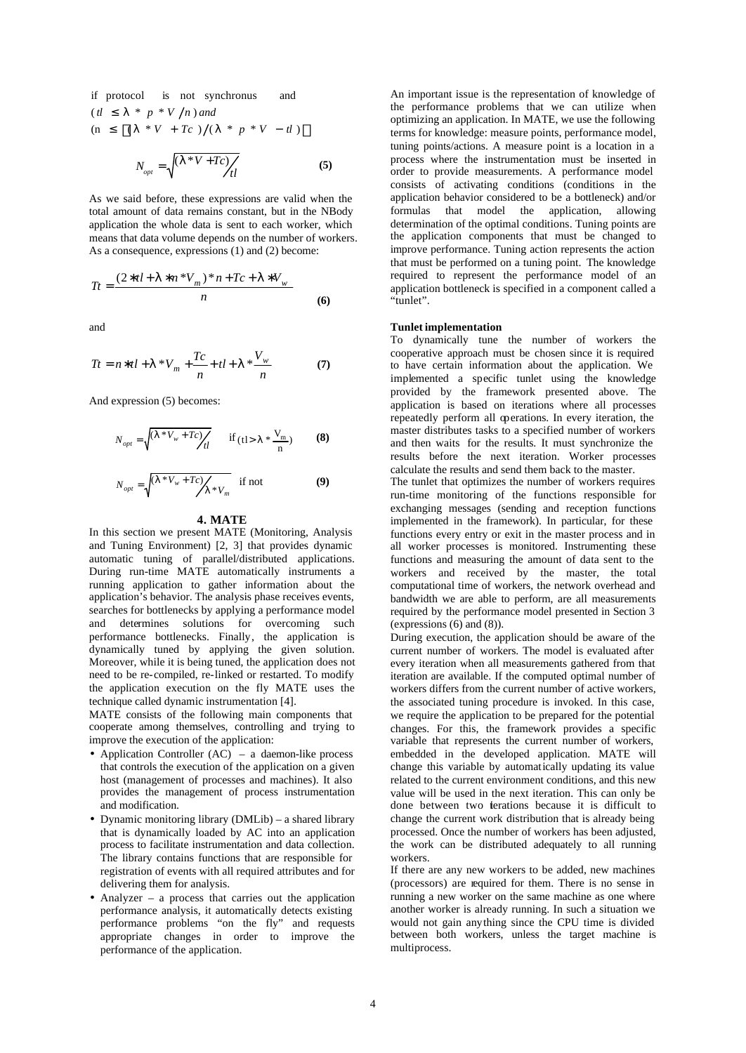if protocol is not synchronus and $(tl \le \lambda * p * V / n)$ *and* $(n \le \lceil(\lambda * V + Tc)/(\lambda * p * V - tl)\rceil)$

$$N_{opt} = \sqrt{(\lambda * V + Tc) / tl} \qquad \textbf{(5)}$$

As we said before, these expressions are valid when the total amount of data remains constant, but in the NBody application the whole data is sent to each worker, which means that data volume depends on the number of workers. As a consequence, expressions (1) and (2) become:

$$Tt = \frac{(2 * tl + \lambda * n * V_m) * n + Tc + \lambda * V_w}{n} \qquad \textbf{(6)}$$

and

$$Tt = n * tl + \lambda * V_m + \frac{Tc}{n} + tl + \lambda * \frac{V_w}{n} \qquad \textbf{(7)}$$

And expression (5) becomes:

$$N_{opt} = \sqrt{(\lambda * V_w + Tc) / tl} \quad \text{if } (tl > \lambda * \frac{V_m}{n}) \qquad \textbf{(8)}$$

$$N_{opt} = \sqrt{(\lambda * V_w + Tc) / \lambda * V_m} \quad \text{if not} \qquad \textbf{(9)}$$

## 4. MATE

In this section we present MATE (Monitoring, Analysis and Tuning Environment) [2, 3] that provides dynamic automatic tuning of parallel/distributed applications. During run-time MATE automatically instruments a running application to gather information about the application's behavior. The analysis phase receives events, searches for bottlenecks by applying a performance model and determines solutions for overcoming such performance bottlenecks. Finally, the application is dynamically tuned by applying the given solution. Moreover, while it is being tuned, the application does not need to be re-compiled, re-linked or restarted. To modify the application execution on the fly MATE uses the technique called dynamic instrumentation [4].

MATE consists of the following main components that cooperate among themselves, controlling and trying to improve the execution of the application:

- Application Controller (AC) – a daemon-like process that controls the execution of the application on a given host (management of processes and machines). It also provides the management of process instrumentation and modification.
- Dynamic monitoring library (DMLib) – a shared library that is dynamically loaded by AC into an application process to facilitate instrumentation and data collection. The library contains functions that are responsible for registration of events with all required attributes and for delivering them for analysis.
- Analyzer – a process that carries out the application performance analysis, it automatically detects existing performance problems "on the fly" and requests appropriate changes in order to improve the performance of the application.

An important issue is the representation of knowledge of the performance problems that we can utilize when optimizing an application. In MATE, we use the following terms for knowledge: measure points, performance model, tuning points/actions. A measure point is a location in a process where the instrumentation must be inserted in order to provide measurements. A performance model consists of activating conditions (conditions in the application behavior considered to be a bottleneck) and/or formulas that model the application, allowing determination of the optimal conditions. Tuning points are the application components that must be changed to improve performance. Tuning action represents the action that must be performed on a tuning point. The knowledge required to represent the performance model of an application bottleneck is specified in a component called a "tunlet".

**Tunlet implementation**

To dynamically tune the number of workers the cooperative approach must be chosen since it is required to have certain information about the application. We implemented a specific tunlet using the knowledge provided by the framework presented above. The application is based on iterations where all processes repeatedly perform all operations. In every iteration, the master distributes tasks to a specified number of workers and then waits for the results. It must synchronize the results before the next iteration. Worker processes calculate the results and send them back to the master.

The tunlet that optimizes the number of workers requires run-time monitoring of the functions responsible for exchanging messages (sending and reception functions implemented in the framework). In particular, for these functions every entry or exit in the master process and in all worker processes is monitored. Instrumenting these functions and measuring the amount of data sent to the workers and received by the master, the total computational time of workers, the network overhead and bandwidth we are able to perform, are all measurements required by the performance model presented in Section 3 (expressions (6) and (8)).

During execution, the application should be aware of the current number of workers. The model is evaluated after every iteration when all measurements gathered from that iteration are available. If the computed optimal number of workers differs from the current number of active workers, the associated tuning procedure is invoked. In this case, we require the application to be prepared for the potential changes. For this, the framework provides a specific variable that represents the current number of workers, embedded in the developed application. MATE will change this variable by automatically updating its value related to the current environment conditions, and this new value will be used in the next iteration. This can only be done between two iterations because it is difficult to change the current work distribution that is already being processed. Once the number of workers has been adjusted, the work can be distributed adequately to all running workers.

If there are any new workers to be added, new machines (processors) are required for them. There is no sense in running a new worker on the same machine as one where another worker is already running. In such a situation we would not gain anything since the CPU time is divided between both workers, unless the target machine is multiprocess.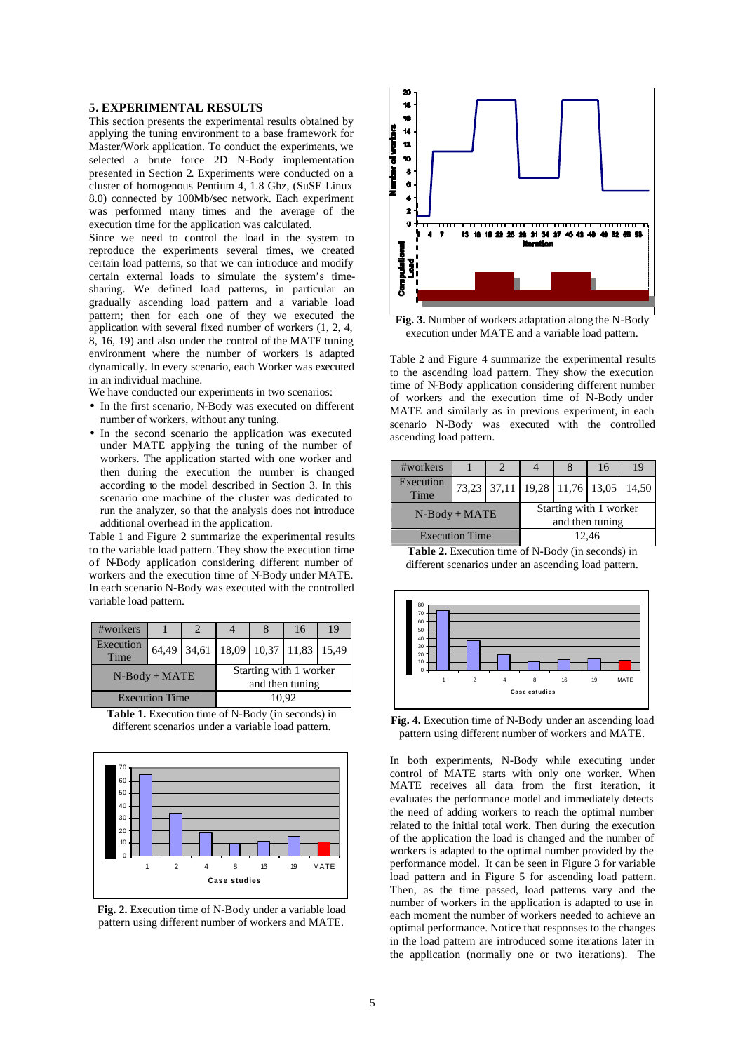## 5. EXPERIMENTAL RESULTS

This section presents the experimental results obtained by applying the tuning environment to a base framework for Master/Work application. To conduct the experiments, we selected a brute force 2D N-Body implementation presented in Section 2. Experiments were conducted on a cluster of homogenous Pentium 4, 1.8 Ghz, (SuSE Linux 8.0) connected by 100Mb/sec network. Each experiment was performed many times and the average of the execution time for the application was calculated.

Since we need to control the load in the system to reproduce the experiments several times, we created certain load patterns, so that we can introduce and modify certain external loads to simulate the system's time-sharing. We defined load patterns, in particular an gradually ascending load pattern and a variable load pattern; then for each one of they we executed the application with several fixed number of workers (1, 2, 4, 8, 16, 19) and also under the control of the MATE tuning environment where the number of workers is adapted dynamically. In every scenario, each Worker was executed in an individual machine.

We have conducted our experiments in two scenarios:

- In the first scenario, N-Body was executed on different number of workers, without any tuning.
- In the second scenario the application was executed under MATE applying the tuning of the number of workers. The application started with one worker and then during the execution the number is changed according to the model described in Section 3. In this scenario one machine of the cluster was dedicated to run the analyzer, so that the analysis does not introduce additional overhead in the application.

Table 1 and Figure 2 summarize the experimental results to the variable load pattern. They show the execution time of N-Body application considering different number of workers and the execution time of N-Body under MATE. In each scenario N-Body was executed with the controlled variable load pattern.

| #workers | 1 | 2 | 4 | 8 | 16 | 19 |
|---|---|---|---|---|---|---|
| Execution Time | 64,49 | 34,61 | 18,09 | 10,37 | 11,83 | 15,49 |
| N-Body + MATE | | | Starting with 1 worker and then tuning | | | |
| Execution Time | | | 10,92 | | | |

**Table 1.** Execution time of N-Body (in seconds) in different scenarios under a variable load pattern.

**Fig. 2.** Execution time of N-Body under a variable load pattern using different number of workers and MATE.

**Fig. 3.** Number of workers adaptation along the N-Body execution under MATE and a variable load pattern.

Table 2 and Figure 4 summarize the experimental results to the ascending load pattern. They show the execution time of N-Body application considering different number of workers and the execution time of N-Body under MATE and similarly as in previous experiment, in each scenario N-Body was executed with the controlled ascending load pattern.

| #workers | 1 | 2 | 4 | 8 | 16 | 19 |
|---|---|---|---|---|---|---|
| Execution Time | 73,23 | 37,11 | 19,28 | 11,76 | 13,05 | 14,50 |
| N-Body + MATE | | | Starting with 1 worker and then tuning | | | |
| Execution Time | | | 12,46 | | | |

**Table 2.** Execution time of N-Body (in seconds) in different scenarios under an ascending load pattern.

**Fig. 4.** Execution time of N-Body under an ascending load pattern using different number of workers and MATE.

In both experiments, N-Body while executing under control of MATE starts with only one worker. When MATE receives all data from the first iteration, it evaluates the performance model and immediately detects the need of adding workers to reach the optimal number related to the initial total work. Then during the execution of the application the load is changed and the number of workers is adapted to the optimal number provided by the performance model. It can be seen in Figure 3 for variable load pattern and in Figure 5 for ascending load pattern. Then, as the time passed, load patterns vary and the number of workers in the application is adapted to use in each moment the number of workers needed to achieve an optimal performance. Notice that responses to the changes in the load pattern are introduced some iterations later in the application (normally one or two iterations). The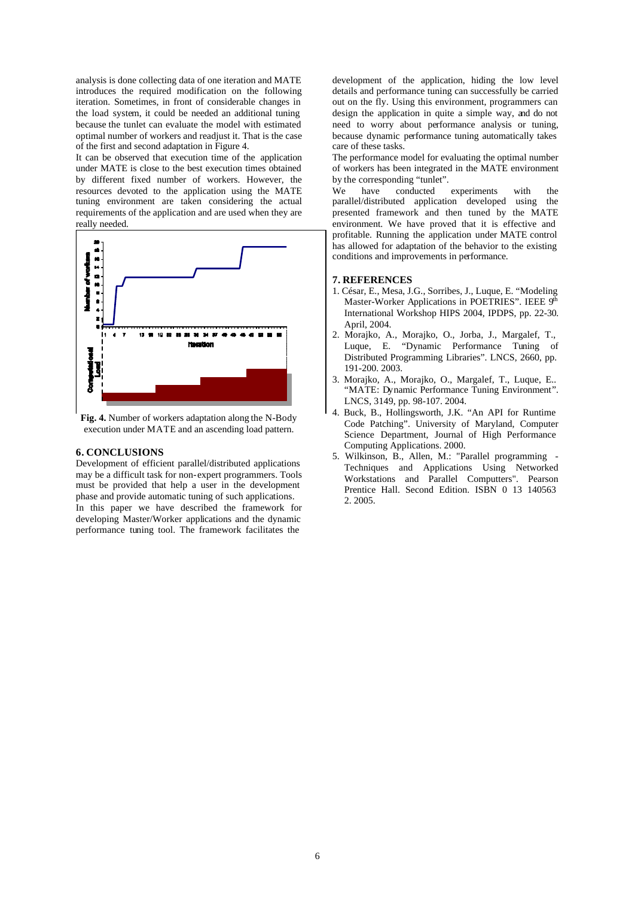analysis is done collecting data of one iteration and MATE introduces the required modification on the following iteration. Sometimes, in front of considerable changes in the load system, it could be needed an additional tuning because the tunlet can evaluate the model with estimated optimal number of workers and readjust it. That is the case of the first and second adaptation in Figure 4.

It can be observed that execution time of the application under MATE is close to the best execution times obtained by different fixed number of workers. However, the resources devoted to the application using the MATE tuning environment are taken considering the actual requirements of the application and are used when they are really needed.

Number of workers

Iteration

Computational Load

**Fig. 4.** Number of workers adaptation along the N-Body execution under MATE and an ascending load pattern.

## 6. CONCLUSIONS

Development of efficient parallel/distributed applications may be a difficult task for non-expert programmers. Tools must be provided that help a user in the development phase and provide automatic tuning of such applications.

In this paper we have described the framework for developing Master/Worker applications and the dynamic performance tuning tool. The framework facilitates the development of the application, hiding the low level details and performance tuning can successfully be carried out on the fly. Using this environment, programmers can design the application in quite a simple way, and do not need to worry about performance analysis or tuning, because dynamic performance tuning automatically takes care of these tasks.

The performance model for evaluating the optimal number of workers has been integrated in the MATE environment by the corresponding "tunlet".

We have conducted experiments with the parallel/distributed application developed using the presented framework and then tuned by the MATE environment. We have proved that it is effective and profitable. Running the application under MATE control has allowed for adaptation of the behavior to the existing conditions and improvements in performance.

## 7. REFERENCES

1. César, E., Mesa, J.G., Sorribes, J., Luque, E. "Modeling Master-Worker Applications in POETRIES". IEEE 9th International Workshop HIPS 2004, IPDPS, pp. 22-30. April, 2004.
2. Morajko, A., Morajko, O., Jorba, J., Margalef, T., Luque, E. "Dynamic Performance Tuning of Distributed Programming Libraries". LNCS, 2660, pp. 191-200. 2003.
3. Morajko, A., Morajko, O., Margalef, T., Luque, E.. "MATE: Dynamic Performance Tuning Environment". LNCS, 3149, pp. 98-107. 2004.
4. Buck, B., Hollingsworth, J.K. "An API for Runtime Code Patching". University of Maryland, Computer Science Department, Journal of High Performance Computing Applications. 2000.
5. Wilkinson, B., Allen, M.: "Parallel programming - Techniques and Applications Using Networked Workstations and Parallel Computters". Pearson Prentice Hall. Second Edition. ISBN 0 13 140563 2. 2005.